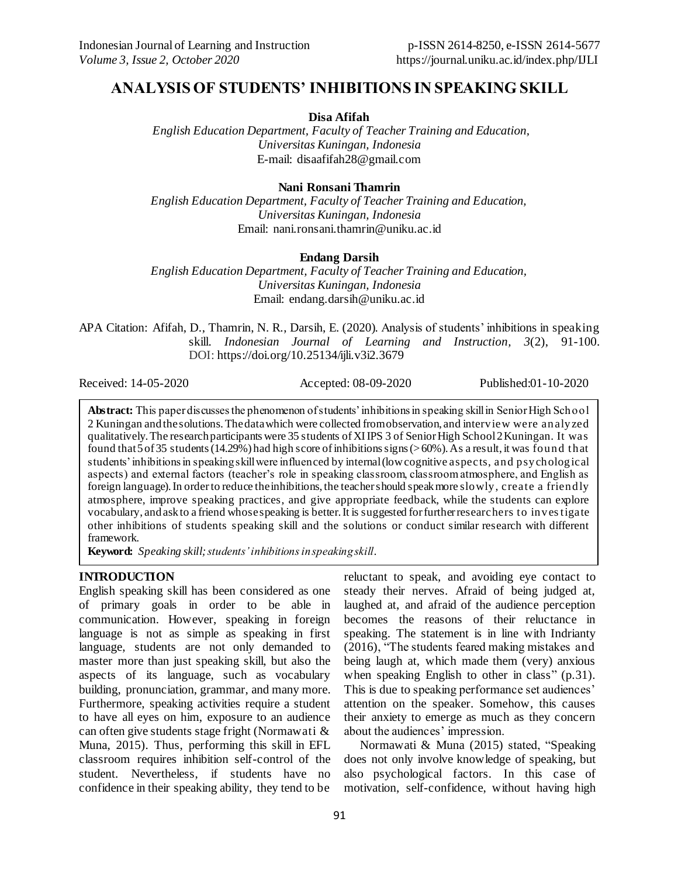# ANALYSIS OF STUDENTS' INHIBITIONS IN SPEAKING SKILL

**Disa Afifah**
*English Education Department, Faculty of Teacher Training and Education, Universitas Kuningan, Indonesia*
E-mail: disaafifah28@gmail.com

**Nani Ronsani Thamrin**
*English Education Department, Faculty of Teacher Training and Education, Universitas Kuningan, Indonesia*
Email: nani.ronsani.thamrin@uniku.ac.id

**Endang Darsih**
*English Education Department, Faculty of Teacher Training and Education, Universitas Kuningan, Indonesia*
Email: endang.darsih@uniku.ac.id

APA Citation: Afifah, D., Thamrin, N. R., Darsih, E. (2020). Analysis of students' inhibitions in speaking skill. *Indonesian Journal of Learning and Instruction, 3*(2), 91-100. DOI: https://doi.org/10.25134/ijli.v3i2.3679

Received: 14-05-2020 Accepted: 08-09-2020 Published: 01-10-2020

**Abstract:** This paper discusses the phenomenon of students' inhibitions in speaking skill in Senior High School 2 Kuningan and the solutions. The data which were collected from observation, and interview were analyzed qualitatively. The research participants were 35 students of XI IPS 3 of Senior High School 2 Kuningan. It was found that 5 of 35 students (14.29%) had high score of inhibitions signs (> 60%). As a result, it was found that students' inhibitions in speaking skill were influenced by internal (low cognitive aspects, and psychological aspects) and external factors (teacher's role in speaking classroom, classroom atmosphere, and English as foreign language). In order to reduce the inhibitions, the teacher should speak more slowly, create a friendly atmosphere, improve speaking practices, and give appropriate feedback, while the students can explore vocabulary, and ask to a friend whose speaking is better. It is suggested for further researchers to investigate other inhibitions of students speaking skill and the solutions or conduct similar research with different framework.

**Keyword:** *Speaking skill; students' inhibitions in speaking skill.*

## INTRODUCTION

English speaking skill has been considered as one of primary goals in order to be able in communication. However, speaking in foreign language is not as simple as speaking in first language, students are not only demanded to master more than just speaking skill, but also the aspects of its language, such as vocabulary building, pronunciation, grammar, and many more. Furthermore, speaking activities require a student to have all eyes on him, exposure to an audience can often give students stage fright (Normawati & Muna, 2015). Thus, performing this skill in EFL classroom requires inhibition self-control of the student. Nevertheless, if students have no confidence in their speaking ability, they tend to be reluctant to speak, and avoiding eye contact to steady their nerves. Afraid of being judged at, laughed at, and afraid of the audience perception becomes the reasons of their reluctance in speaking. The statement is in line with Indrianty (2016), "The students feared making mistakes and being laugh at, which made them (very) anxious when speaking English to other in class" (p.31). This is due to speaking performance set audiences' attention on the speaker. Somehow, this causes their anxiety to emerge as much as they concern about the audiences' impression.

Normawati & Muna (2015) stated, "Speaking does not only involve knowledge of speaking, but also psychological factors. In this case of motivation, self-confidence, without having high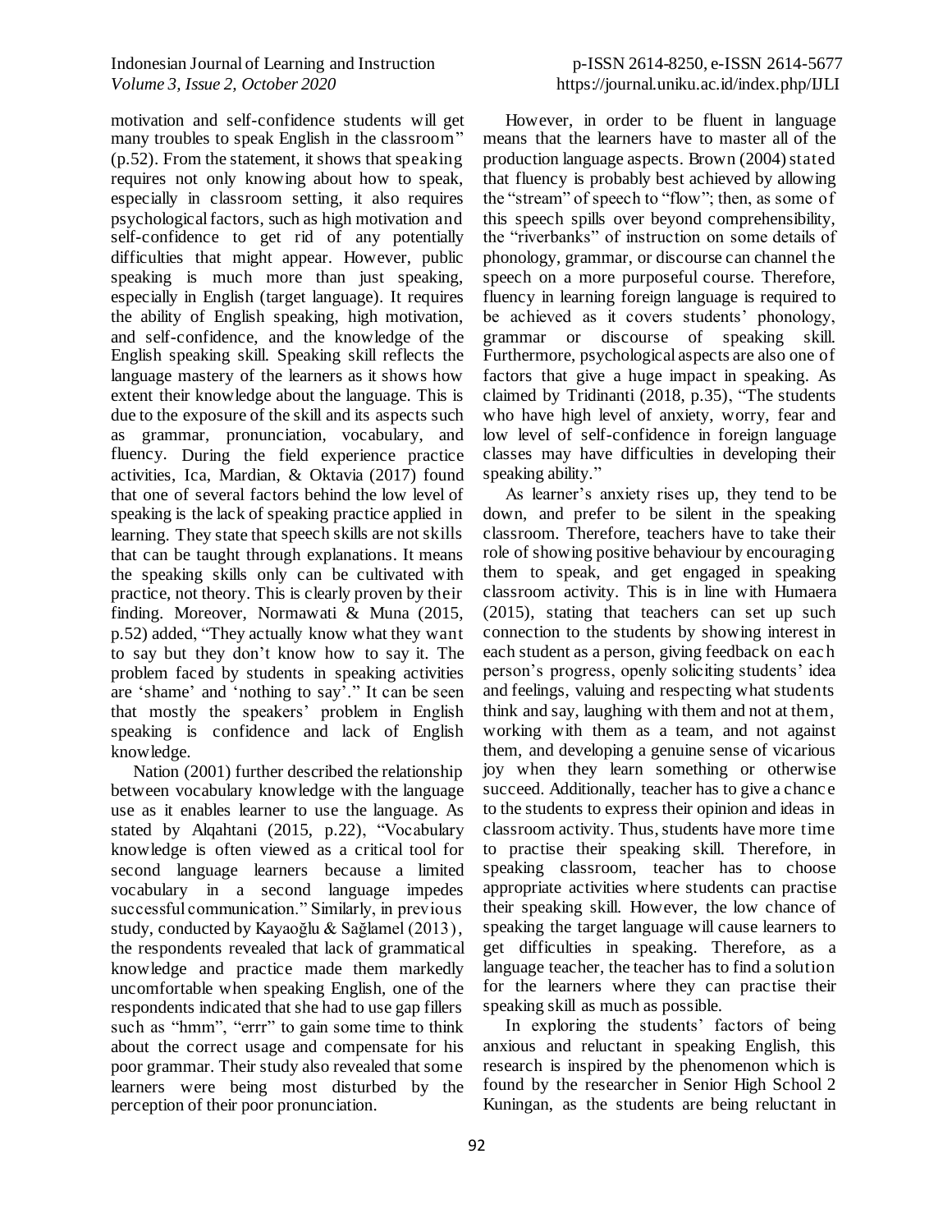motivation and self-confidence students will get many troubles to speak English in the classroom" (p.52). From the statement, it shows that speaking requires not only knowing about how to speak, especially in classroom setting, it also requires psychological factors, such as high motivation and self-confidence to get rid of any potentially difficulties that might appear. However, public speaking is much more than just speaking, especially in English (target language). It requires the ability of English speaking, high motivation, and self-confidence, and the knowledge of the English speaking skill. Speaking skill reflects the language mastery of the learners as it shows how extent their knowledge about the language. This is due to the exposure of the skill and its aspects such as grammar, pronunciation, vocabulary, and fluency. During the field experience practice activities, Ica, Mardian, & Oktavia (2017) found that one of several factors behind the low level of speaking is the lack of speaking practice applied in learning. They state that speech skills are not skills that can be taught through explanations. It means the speaking skills only can be cultivated with practice, not theory. This is clearly proven by their finding. Moreover, Normawati & Muna (2015, p.52) added, "They actually know what they want to say but they don't know how to say it. The problem faced by students in speaking activities are 'shame' and 'nothing to say'." It can be seen that mostly the speakers' problem in English speaking is confidence and lack of English knowledge.

Nation (2001) further described the relationship between vocabulary knowledge with the language use as it enables learner to use the language. As stated by Alqahtani (2015, p.22), "Vocabulary knowledge is often viewed as a critical tool for second language learners because a limited vocabulary in a second language impedes successful communication." Similarly, in previous study, conducted by Kayaoğlu & Sağlamel (2013), the respondents revealed that lack of grammatical knowledge and practice made them markedly uncomfortable when speaking English, one of the respondents indicated that she had to use gap fillers such as "hmm", "errr" to gain some time to think about the correct usage and compensate for his poor grammar. Their study also revealed that some learners were being most disturbed by the perception of their poor pronunciation.

However, in order to be fluent in language means that the learners have to master all of the production language aspects. Brown (2004) stated that fluency is probably best achieved by allowing the "stream" of speech to "flow"; then, as some of this speech spills over beyond comprehensibility, the "riverbanks" of instruction on some details of phonology, grammar, or discourse can channel the speech on a more purposeful course. Therefore, fluency in learning foreign language is required to be achieved as it covers students' phonology, grammar or discourse of speaking skill. Furthermore, psychological aspects are also one of factors that give a huge impact in speaking. As claimed by Tridinanti (2018, p.35), "The students who have high level of anxiety, worry, fear and low level of self-confidence in foreign language classes may have difficulties in developing their speaking ability."

As learner's anxiety rises up, they tend to be down, and prefer to be silent in the speaking classroom. Therefore, teachers have to take their role of showing positive behaviour by encouraging them to speak, and get engaged in speaking classroom activity. This is in line with Humaera (2015), stating that teachers can set up such connection to the students by showing interest in each student as a person, giving feedback on each person's progress, openly soliciting students' idea and feelings, valuing and respecting what students think and say, laughing with them and not at them, working with them as a team, and not against them, and developing a genuine sense of vicarious joy when they learn something or otherwise succeed. Additionally, teacher has to give a chance to the students to express their opinion and ideas in classroom activity. Thus, students have more time to practise their speaking skill. Therefore, in speaking classroom, teacher has to choose appropriate activities where students can practise their speaking skill. However, the low chance of speaking the target language will cause learners to get difficulties in speaking. Therefore, as a language teacher, the teacher has to find a solution for the learners where they can practise their speaking skill as much as possible.

In exploring the students' factors of being anxious and reluctant in speaking English, this research is inspired by the phenomenon which is found by the researcher in Senior High School 2 Kuningan, as the students are being reluctant in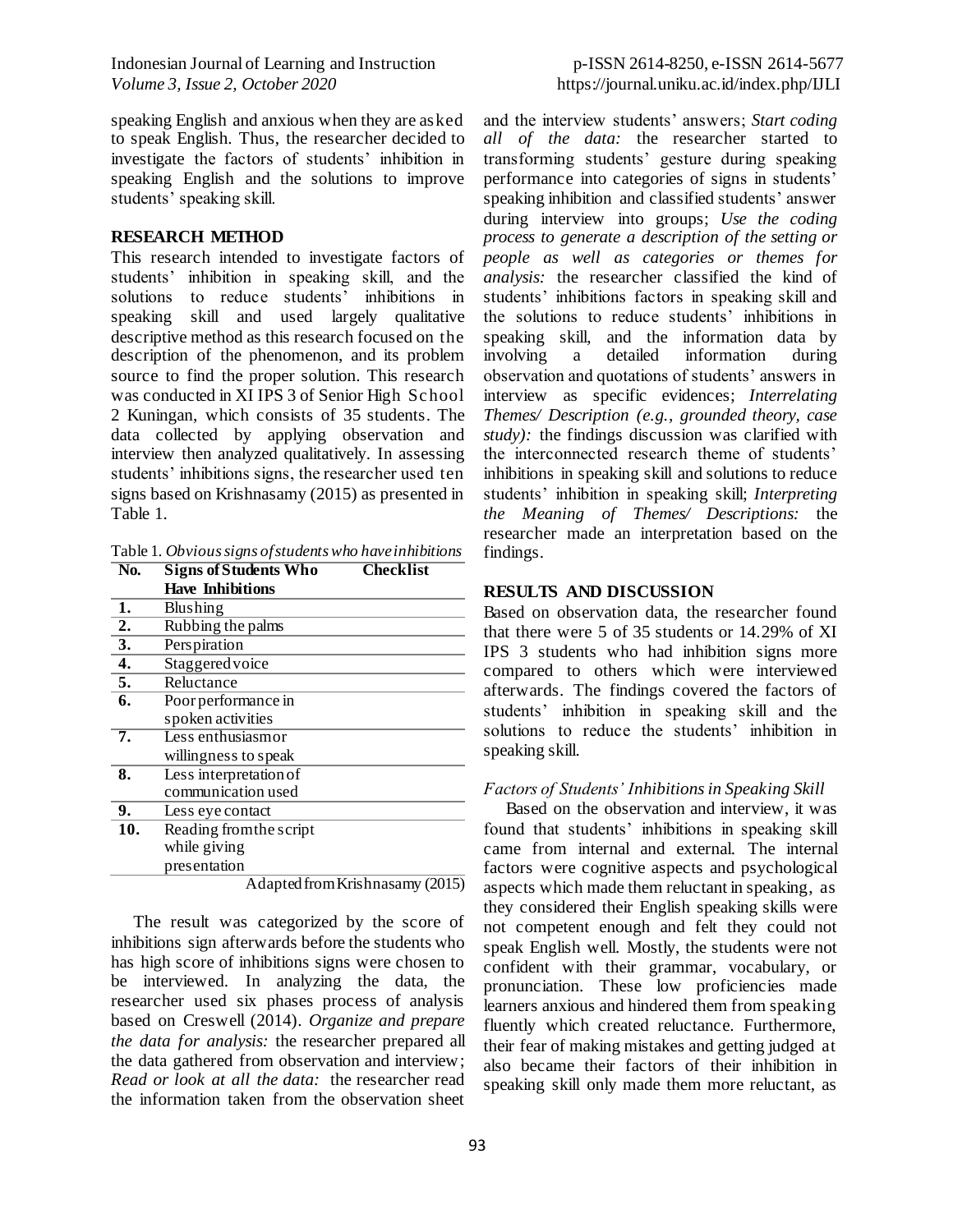speaking English and anxious when they are asked to speak English. Thus, the researcher decided to investigate the factors of students' inhibition in speaking English and the solutions to improve students' speaking skill.

## RESEARCH METHOD

This research intended to investigate factors of students' inhibition in speaking skill, and the solutions to reduce students' inhibitions in speaking skill and used largely qualitative descriptive method as this research focused on the description of the phenomenon, and its problem source to find the proper solution. This research was conducted in XI IPS 3 of Senior High School 2 Kuningan, which consists of 35 students. The data collected by applying observation and interview then analyzed qualitatively. In assessing students' inhibitions signs, the researcher used ten signs based on Krishnasamy (2015) as presented in Table 1.

Table 1. *Obvious signs of students who have inhibitions*

| No. | Signs of Students Who Have Inhibitions | Checklist |
|---|---|---|
| 1. | Blushing | |
| 2. | Rubbing the palms | |
| 3. | Perspiration | |
| 4. | Staggered voice | |
| 5. | Reluctance | |
| 6. | Poor performance in spoken activities | |
| 7. | Less enthusiasm or willingness to speak | |
| 8. | Less interpretation of communication used | |
| 9. | Less eye contact | |
| 10. | Reading from the script while giving presentation | |

Adapted from Krishnasamy (2015)

The result was categorized by the score of inhibitions sign afterwards before the students who has high score of inhibitions signs were chosen to be interviewed. In analyzing the data, the researcher used six phases process of analysis based on Creswell (2014). *Organize and prepare the data for analysis:* the researcher prepared all the data gathered from observation and interview; *Read or look at all the data:* the researcher read the information taken from the observation sheet and the interview students' answers; *Start coding all of the data:* the researcher started to transforming students' gesture during speaking performance into categories of signs in students' speaking inhibition and classified students' answer during interview into groups; *Use the coding process to generate a description of the setting or people as well as categories or themes for analysis:* the researcher classified the kind of students' inhibitions factors in speaking skill and the solutions to reduce students' inhibitions in speaking skill, and the information data by involving a detailed information during observation and quotations of students' answers in interview as specific evidences; *Interrelating Themes/ Description (e.g., grounded theory, case study):* the findings discussion was clarified with the interconnected research theme of students' inhibitions in speaking skill and solutions to reduce students' inhibition in speaking skill; *Interpreting the Meaning of Themes/ Descriptions:* the researcher made an interpretation based on the findings.

## RESULTS AND DISCUSSION

Based on observation data, the researcher found that there were 5 of 35 students or 14.29% of XI IPS 3 students who had inhibition signs more compared to others which were interviewed afterwards. The findings covered the factors of students' inhibition in speaking skill and the solutions to reduce the students' inhibition in speaking skill.

### *Factors of Students' Inhibitions in Speaking Skill*

Based on the observation and interview, it was found that students' inhibitions in speaking skill came from internal and external. The internal factors were cognitive aspects and psychological aspects which made them reluctant in speaking, as they considered their English speaking skills were not competent enough and felt they could not speak English well. Mostly, the students were not confident with their grammar, vocabulary, or pronunciation. These low proficiencies made learners anxious and hindered them from speaking fluently which created reluctance. Furthermore, their fear of making mistakes and getting judged at also became their factors of their inhibition in speaking skill only made them more reluctant, as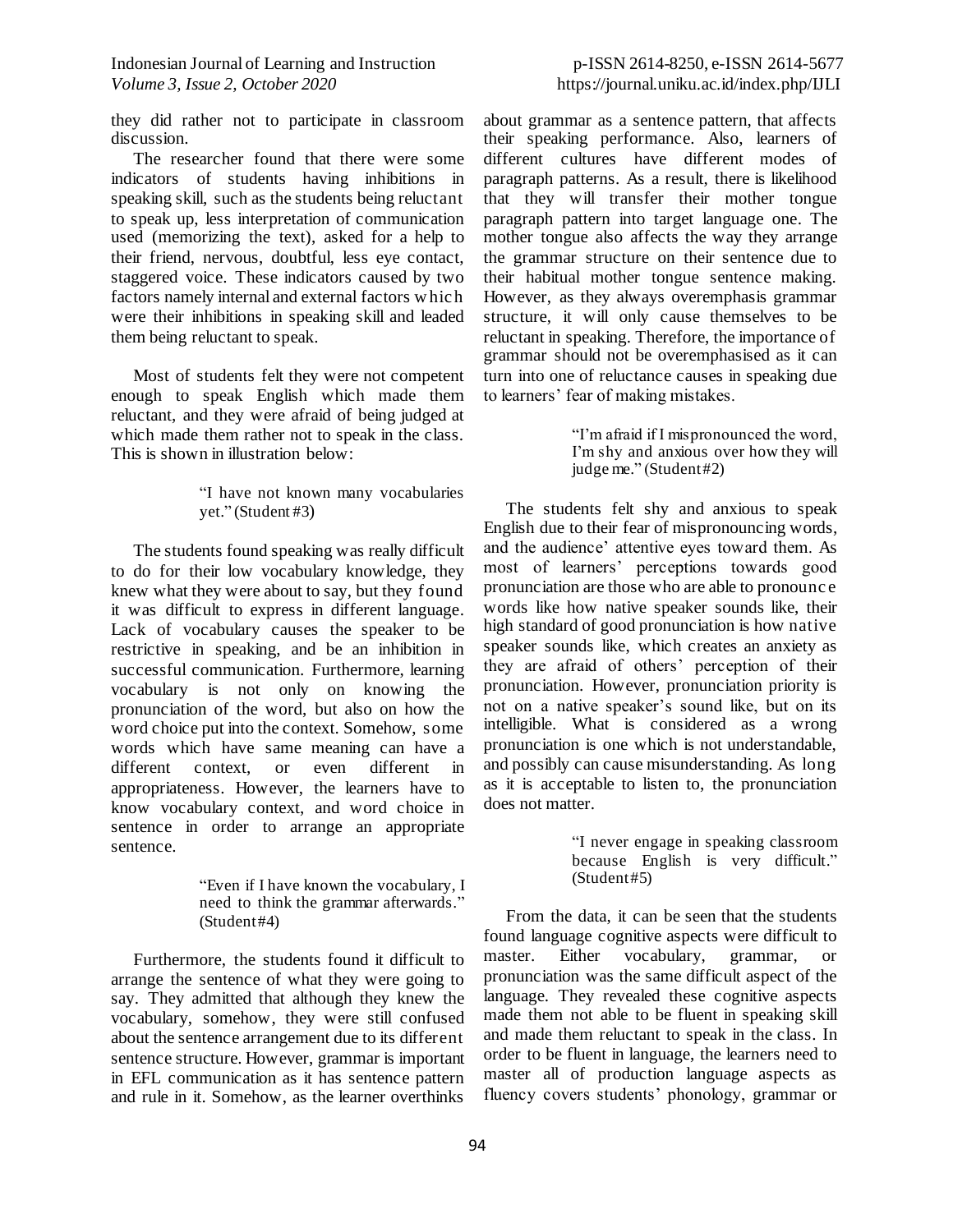they did rather not to participate in classroom discussion.

The researcher found that there were some indicators of students having inhibitions in speaking skill, such as the students being reluctant to speak up, less interpretation of communication used (memorizing the text), asked for a help to their friend, nervous, doubtful, less eye contact, staggered voice. These indicators caused by two factors namely internal and external factors which were their inhibitions in speaking skill and leaded them being reluctant to speak.

Most of students felt they were not competent enough to speak English which made them reluctant, and they were afraid of being judged at which made them rather not to speak in the class. This is shown in illustration below:

> "I have not known many vocabularies yet." (Student #3)

The students found speaking was really difficult to do for their low vocabulary knowledge, they knew what they were about to say, but they found it was difficult to express in different language. Lack of vocabulary causes the speaker to be restrictive in speaking, and be an inhibition in successful communication. Furthermore, learning vocabulary is not only on knowing the pronunciation of the word, but also on how the word choice put into the context. Somehow, some words which have same meaning can have a different context, or even different in appropriateness. However, the learners have to know vocabulary context, and word choice in sentence in order to arrange an appropriate sentence.

> "Even if I have known the vocabulary, I need to think the grammar afterwards." (Student#4)

Furthermore, the students found it difficult to arrange the sentence of what they were going to say. They admitted that although they knew the vocabulary, somehow, they were still confused about the sentence arrangement due to its different sentence structure. However, grammar is important in EFL communication as it has sentence pattern and rule in it. Somehow, as the learner overthinks about grammar as a sentence pattern, that affects their speaking performance. Also, learners of different cultures have different modes of paragraph patterns. As a result, there is likelihood that they will transfer their mother tongue paragraph pattern into target language one. The mother tongue also affects the way they arrange the grammar structure on their sentence due to their habitual mother tongue sentence making. However, as they always overemphasis grammar structure, it will only cause themselves to be reluctant in speaking. Therefore, the importance of grammar should not be overemphasised as it can turn into one of reluctance causes in speaking due to learners' fear of making mistakes.

> "I'm afraid if I mispronounced the word, I'm shy and anxious over how they will judge me." (Student#2)

The students felt shy and anxious to speak English due to their fear of mispronouncing words, and the audience' attentive eyes toward them. As most of learners' perceptions towards good pronunciation are those who are able to pronounce words like how native speaker sounds like, their high standard of good pronunciation is how native speaker sounds like, which creates an anxiety as they are afraid of others' perception of their pronunciation. However, pronunciation priority is not on a native speaker's sound like, but on its intelligible. What is considered as a wrong pronunciation is one which is not understandable, and possibly can cause misunderstanding. As long as it is acceptable to listen to, the pronunciation does not matter.

> "I never engage in speaking classroom because English is very difficult." (Student#5)

From the data, it can be seen that the students found language cognitive aspects were difficult to master. Either vocabulary, grammar, or pronunciation was the same difficult aspect of the language. They revealed these cognitive aspects made them not able to be fluent in speaking skill and made them reluctant to speak in the class. In order to be fluent in language, the learners need to master all of production language aspects as fluency covers students' phonology, grammar or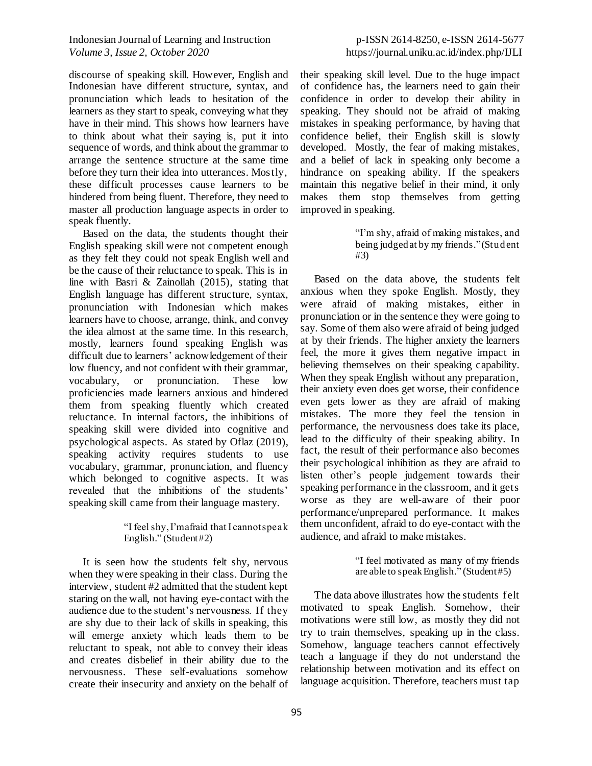discourse of speaking skill. However, English and Indonesian have different structure, syntax, and pronunciation which leads to hesitation of the learners as they start to speak, conveying what they have in their mind. This shows how learners have to think about what their saying is, put it into sequence of words, and think about the grammar to arrange the sentence structure at the same time before they turn their idea into utterances. Mostly, these difficult processes cause learners to be hindered from being fluent. Therefore, they need to master all production language aspects in order to speak fluently.

Based on the data, the students thought their English speaking skill were not competent enough as they felt they could not speak English well and be the cause of their reluctance to speak. This is in line with Basri & Zainollah (2015), stating that English language has different structure, syntax, pronunciation with Indonesian which makes learners have to choose, arrange, think, and convey the idea almost at the same time. In this research, mostly, learners found speaking English was difficult due to learners' acknowledgement of their low fluency, and not confident with their grammar, vocabulary, or pronunciation. These low proficiencies made learners anxious and hindered them from speaking fluently which created reluctance. In internal factors, the inhibitions of speaking skill were divided into cognitive and psychological aspects. As stated by Oflaz (2019), speaking activity requires students to use vocabulary, grammar, pronunciation, and fluency which belonged to cognitive aspects. It was revealed that the inhibitions of the students' speaking skill came from their language mastery.

> "I feel shy, I'm afraid that I cannot speak English." (Student #2)

It is seen how the students felt shy, nervous when they were speaking in their class. During the interview, student #2 admitted that the student kept staring on the wall, not having eye-contact with the audience due to the student's nervousness. If they are shy due to their lack of skills in speaking, this will emerge anxiety which leads them to be reluctant to speak, not able to convey their ideas and creates disbelief in their ability due to the nervousness. These self-evaluations somehow create their insecurity and anxiety on the behalf of their speaking skill level. Due to the huge impact of confidence has, the learners need to gain their confidence in order to develop their ability in speaking. They should not be afraid of making mistakes in speaking performance, by having that confidence belief, their English skill is slowly developed. Mostly, the fear of making mistakes, and a belief of lack in speaking only become a hindrance on speaking ability. If the speakers maintain this negative belief in their mind, it only makes them stop themselves from getting improved in speaking.

> "I'm shy, afraid of making mistakes, and being judged at by my friends." (Student #3)

Based on the data above, the students felt anxious when they spoke English. Mostly, they were afraid of making mistakes, either in pronunciation or in the sentence they were going to say. Some of them also were afraid of being judged at by their friends. The higher anxiety the learners feel, the more it gives them negative impact in believing themselves on their speaking capability. When they speak English without any preparation, their anxiety even does get worse, their confidence even gets lower as they are afraid of making mistakes. The more they feel the tension in performance, the nervousness does take its place, lead to the difficulty of their speaking ability. In fact, the result of their performance also becomes their psychological inhibition as they are afraid to listen other's people judgement towards their speaking performance in the classroom, and it gets worse as they are well-aware of their poor performance/unprepared performance. It makes them unconfident, afraid to do eye-contact with the audience, and afraid to make mistakes.

> "I feel motivated as many of my friends are able to speak English." (Student #5)

The data above illustrates how the students felt motivated to speak English. Somehow, their motivations were still low, as mostly they did not try to train themselves, speaking up in the class. Somehow, language teachers cannot effectively teach a language if they do not understand the relationship between motivation and its effect on language acquisition. Therefore, teachers must tap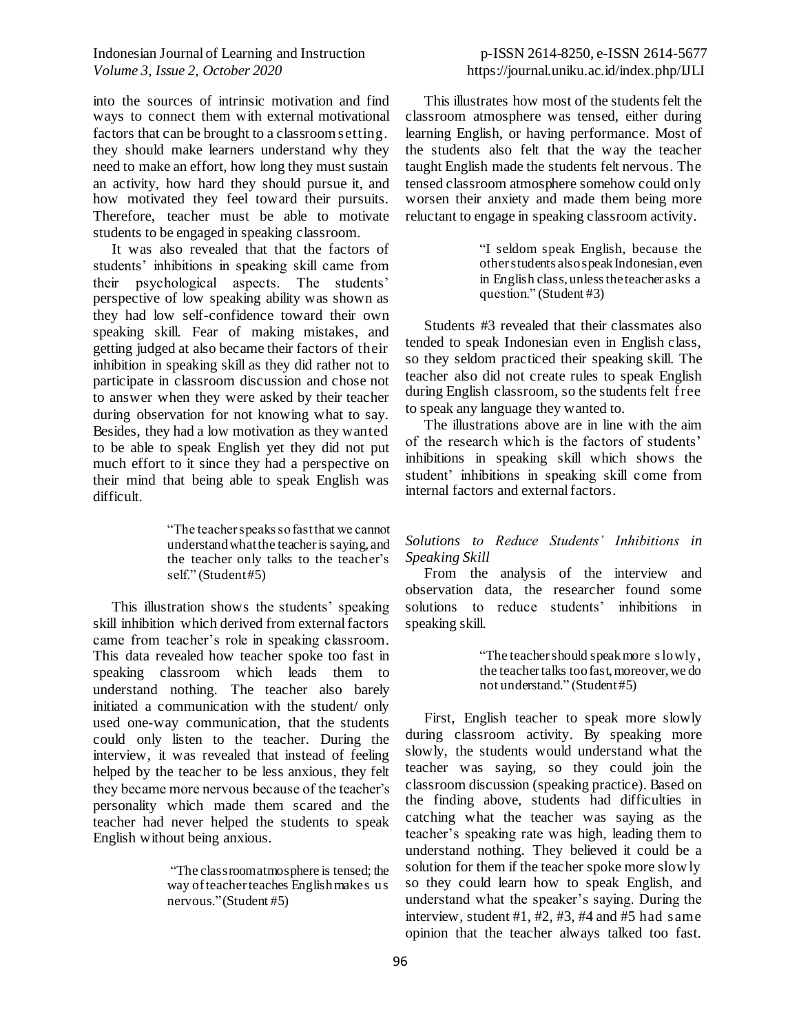into the sources of intrinsic motivation and find ways to connect them with external motivational factors that can be brought to a classroom setting. they should make learners understand why they need to make an effort, how long they must sustain an activity, how hard they should pursue it, and how motivated they feel toward their pursuits. Therefore, teacher must be able to motivate students to be engaged in speaking classroom.

It was also revealed that that the factors of students' inhibitions in speaking skill came from their psychological aspects. The students' perspective of low speaking ability was shown as they had low self-confidence toward their own speaking skill. Fear of making mistakes, and getting judged at also became their factors of their inhibition in speaking skill as they did rather not to participate in classroom discussion and chose not to answer when they were asked by their teacher during observation for not knowing what to say. Besides, they had a low motivation as they wanted to be able to speak English yet they did not put much effort to it since they had a perspective on their mind that being able to speak English was difficult.

> "The teacher speaks so fast that we cannot understand what the teacher is saying, and the teacher only talks to the teacher's self." (Student #5)

This illustration shows the students' speaking skill inhibition which derived from external factors came from teacher's role in speaking classroom. This data revealed how teacher spoke too fast in speaking classroom which leads them to understand nothing. The teacher also barely initiated a communication with the student/ only used one-way communication, that the students could only listen to the teacher. During the interview, it was revealed that instead of feeling helped by the teacher to be less anxious, they felt they became more nervous because of the teacher's personality which made them scared and the teacher had never helped the students to speak English without being anxious.

> "The classroom atmosphere is tensed; the way of teacher teaches English makes us nervous." (Student #5)

This illustrates how most of the students felt the classroom atmosphere was tensed, either during learning English, or having performance. Most of the students also felt that the way the teacher taught English made the students felt nervous. The tensed classroom atmosphere somehow could only worsen their anxiety and made them being more reluctant to engage in speaking classroom activity.

> "I seldom speak English, because the other students also speak Indonesian, even in English class, unless the teacher asks a question." (Student #3)

Students #3 revealed that their classmates also tended to speak Indonesian even in English class, so they seldom practiced their speaking skill. The teacher also did not create rules to speak English during English classroom, so the students felt free to speak any language they wanted to.

The illustrations above are in line with the aim of the research which is the factors of students' inhibitions in speaking skill which shows the student' inhibitions in speaking skill come from internal factors and external factors.

### *Solutions to Reduce Students' Inhibitions in Speaking Skill*

From the analysis of the interview and observation data, the researcher found some solutions to reduce students' inhibitions in speaking skill.

> "The teacher should speak more slowly, the teacher talks too fast, moreover, we do not understand." (Student #5)

First, English teacher to speak more slowly during classroom activity. By speaking more slowly, the students would understand what the teacher was saying, so they could join the classroom discussion (speaking practice). Based on the finding above, students had difficulties in catching what the teacher was saying as the teacher's speaking rate was high, leading them to understand nothing. They believed it could be a solution for them if the teacher spoke more slowly so they could learn how to speak English, and understand what the speaker's saying. During the interview, student #1, #2, #3, #4 and #5 had same opinion that the teacher always talked too fast.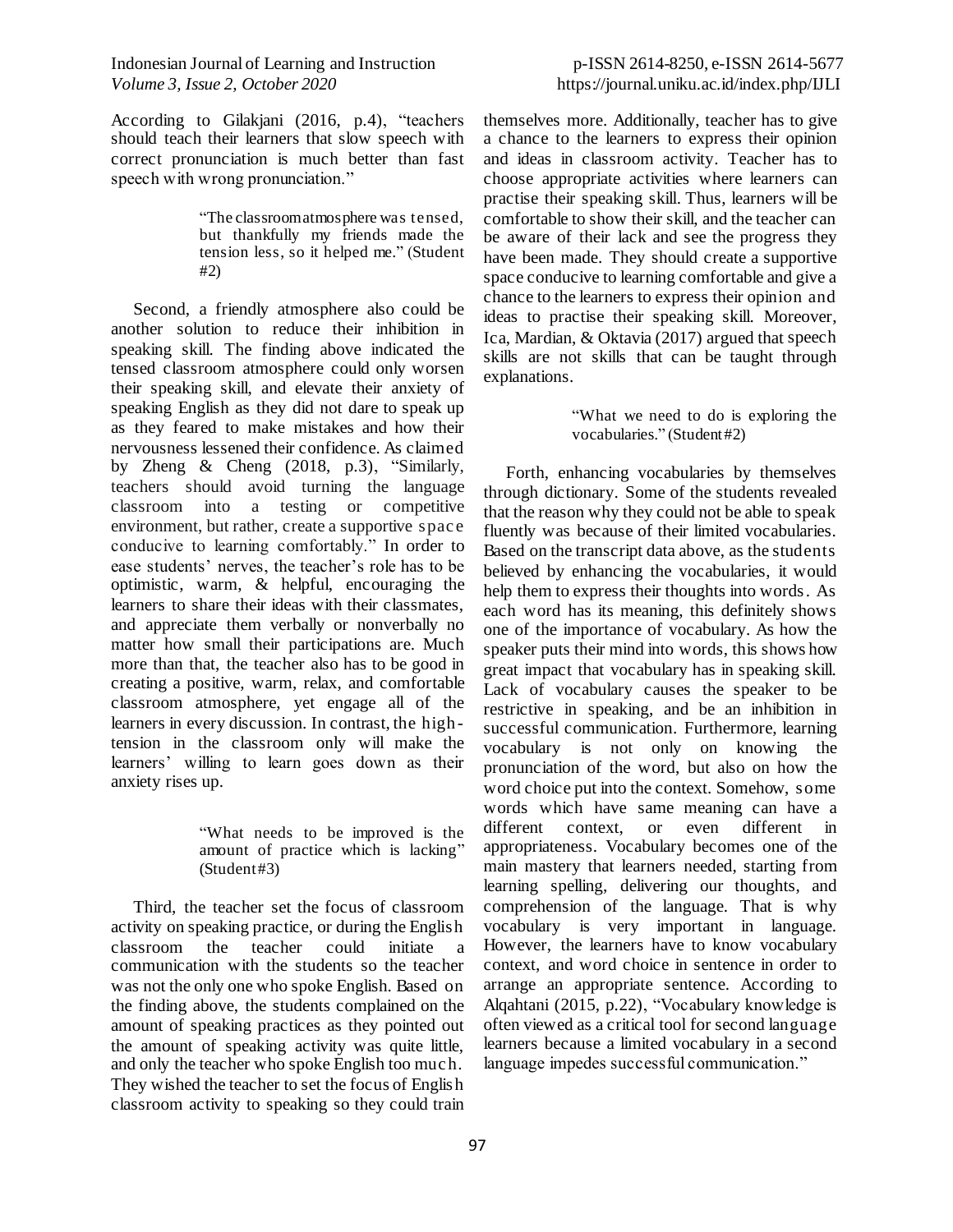According to Gilakjani (2016, p.4), "teachers should teach their learners that slow speech with correct pronunciation is much better than fast speech with wrong pronunciation."

> "The classroom atmosphere was tensed, but thankfully my friends made the tension less, so it helped me." (Student #2)

Second, a friendly atmosphere also could be another solution to reduce their inhibition in speaking skill. The finding above indicated the tensed classroom atmosphere could only worsen their speaking skill, and elevate their anxiety of speaking English as they did not dare to speak up as they feared to make mistakes and how their nervousness lessened their confidence. As claimed by Zheng & Cheng (2018, p.3), "Similarly, teachers should avoid turning the language classroom into a testing or competitive environment, but rather, create a supportive space conducive to learning comfortably." In order to ease students' nerves, the teacher's role has to be optimistic, warm, & helpful, encouraging the learners to share their ideas with their classmates, and appreciate them verbally or nonverbally no matter how small their participations are. Much more than that, the teacher also has to be good in creating a positive, warm, relax, and comfortable classroom atmosphere, yet engage all of the learners in every discussion. In contrast, the high-tension in the classroom only will make the learners' willing to learn goes down as their anxiety rises up.

> "What needs to be improved is the amount of practice which is lacking" (Student#3)

Third, the teacher set the focus of classroom activity on speaking practice, or during the English classroom the teacher could initiate a communication with the students so the teacher was not the only one who spoke English. Based on the finding above, the students complained on the amount of speaking practices as they pointed out the amount of speaking activity was quite little, and only the teacher who spoke English too much. They wished the teacher to set the focus of English classroom activity to speaking so they could train themselves more. Additionally, teacher has to give a chance to the learners to express their opinion and ideas in classroom activity. Teacher has to choose appropriate activities where learners can practise their speaking skill. Thus, learners will be comfortable to show their skill, and the teacher can be aware of their lack and see the progress they have been made. They should create a supportive space conducive to learning comfortable and give a chance to the learners to express their opinion and ideas to practise their speaking skill. Moreover, Ica, Mardian, & Oktavia (2017) argued that speech skills are not skills that can be taught through explanations.

> "What we need to do is exploring the vocabularies." (Student#2)

Forth, enhancing vocabularies by themselves through dictionary. Some of the students revealed that the reason why they could not be able to speak fluently was because of their limited vocabularies. Based on the transcript data above, as the students believed by enhancing the vocabularies, it would help them to express their thoughts into words. As each word has its meaning, this definitely shows one of the importance of vocabulary. As how the speaker puts their mind into words, this shows how great impact that vocabulary has in speaking skill. Lack of vocabulary causes the speaker to be restrictive in speaking, and be an inhibition in successful communication. Furthermore, learning vocabulary is not only on knowing the pronunciation of the word, but also on how the word choice put into the context. Somehow, some words which have same meaning can have a different context, or even different in appropriateness. Vocabulary becomes one of the main mastery that learners needed, starting from learning spelling, delivering our thoughts, and comprehension of the language. That is why vocabulary is very important in language. However, the learners have to know vocabulary context, and word choice in sentence in order to arrange an appropriate sentence. According to Alqahtani (2015, p.22), "Vocabulary knowledge is often viewed as a critical tool for second language learners because a limited vocabulary in a second language impedes successful communication."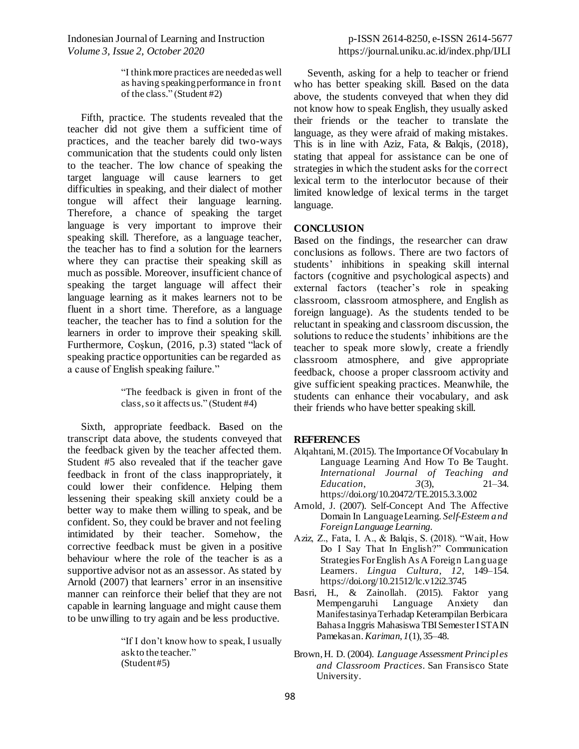> "I think more practices are needed as well as having speaking performance in front of the class." (Student #2)

Fifth, practice. The students revealed that the teacher did not give them a sufficient time of practices, and the teacher barely did two-ways communication that the students could only listen to the teacher. The low chance of speaking the target language will cause learners to get difficulties in speaking, and their dialect of mother tongue will affect their language learning. Therefore, a chance of speaking the target language is very important to improve their speaking skill. Therefore, as a language teacher, the teacher has to find a solution for the learners where they can practise their speaking skill as much as possible. Moreover, insufficient chance of speaking the target language will affect their language learning as it makes learners not to be fluent in a short time. Therefore, as a language teacher, the teacher has to find a solution for the learners in order to improve their speaking skill. Furthermore, Coşkun, (2016, p.3) stated "lack of speaking practice opportunities can be regarded as a cause of English speaking failure."

> "The feedback is given in front of the class, so it affects us." (Student #4)

Sixth, appropriate feedback. Based on the transcript data above, the students conveyed that the feedback given by the teacher affected them. Student #5 also revealed that if the teacher gave feedback in front of the class inappropriately, it could lower their confidence. Helping them lessening their speaking skill anxiety could be a better way to make them willing to speak, and be confident. So, they could be braver and not feeling intimidated by their teacher. Somehow, the corrective feedback must be given in a positive behaviour where the role of the teacher is as a supportive advisor not as an assessor. As stated by Arnold (2007) that learners' error in an insensitive manner can reinforce their belief that they are not capable in learning language and might cause them to be unwilling to try again and be less productive.

> "If I don't know how to speak, I usually ask to the teacher." (Student #5)

Seventh, asking for a help to teacher or friend who has better speaking skill. Based on the data above, the students conveyed that when they did not know how to speak English, they usually asked their friends or the teacher to translate the language, as they were afraid of making mistakes. This is in line with Aziz, Fata, & Balqis, (2018), stating that appeal for assistance can be one of strategies in which the student asks for the correct lexical term to the interlocutor because of their limited knowledge of lexical terms in the target language.

## CONCLUSION

Based on the findings, the researcher can draw conclusions as follows. There are two factors of students' inhibitions in speaking skill internal factors (cognitive and psychological aspects) and external factors (teacher's role in speaking classroom, classroom atmosphere, and English as foreign language). As the students tended to be reluctant in speaking and classroom discussion, the solutions to reduce the students' inhibitions are the teacher to speak more slowly, create a friendly classroom atmosphere, and give appropriate feedback, choose a proper classroom activity and give sufficient speaking practices. Meanwhile, the students can enhance their vocabulary, and ask their friends who have better speaking skill.

## REFERENCES

Alqahtani, M. (2015). The Importance Of Vocabulary In Language Learning And How To Be Taught. *International Journal of Teaching and Education*, *3*(3), 21–34. https://doi.org/10.20472/TE.2015.3.3.002

Arnold, J. (2007). Self-Concept And The Affective Domain In Language Learning. *Self-Esteem and Foreign Language Learning.*

Aziz, Z., Fata, I. A., & Balqis, S. (2018). "Wait, How Do I Say That In English?" Communication Strategies For English As A Foreign Language Learners. *Lingua Cultura*, *12*, 149–154. https://doi.org/10.21512/lc.v12i2.3745

Basri, H., & Zainollah. (2015). Faktor yang Mempengaruhi Language Anxiety dan Manifestasinya Terhadap Keterampilan Berbicara Bahasa Inggris Mahasiswa TBI Semester I STAIN Pamekasan. *Kariman*, *1*(1), 35–48.

Brown, H. D. (2004). *Language Assessment Principles and Classroom Practices*. San Fransisco State University.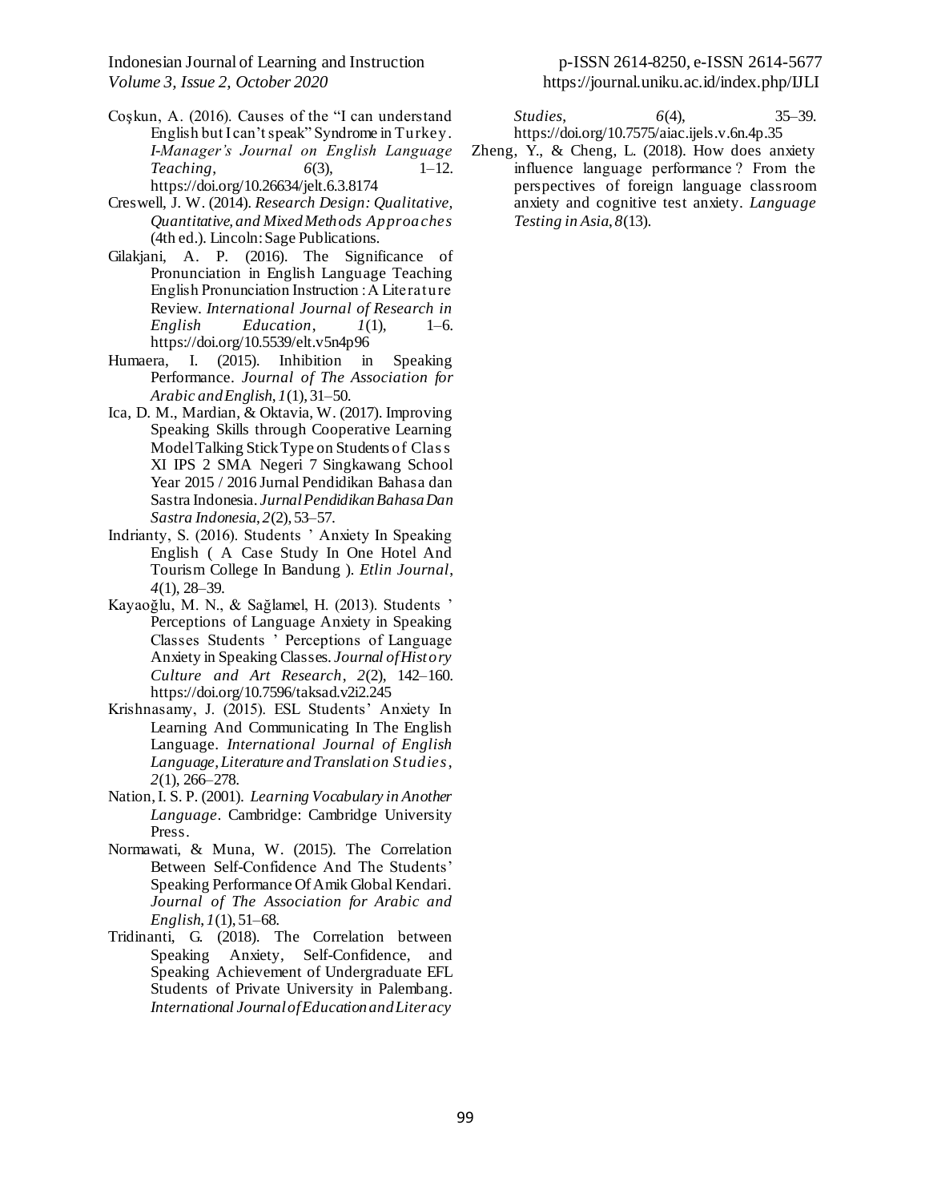Coşkun, A. (2016). Causes of the "I can understand English but I can't speak" Syndrome in Turkey. *I-Manager's Journal on English Language Teaching*, *6*(3), 1–12. https://doi.org/10.26634/jelt.6.3.8174

Creswell, J. W. (2014). *Research Design: Qualitative, Quantitative, and Mixed Methods Approaches* (4th ed.). Lincoln: Sage Publications.

Gilakjani, A. P. (2016). The Significance of Pronunciation in English Language Teaching English Pronunciation Instruction : A Literature Review. *International Journal of Research in English Education*, *1*(1), 1–6. https://doi.org/10.5539/elt.v5n4p96

Humaera, I. (2015). Inhibition in Speaking Performance. *Journal of The Association for Arabic and English*, *1*(1), 31–50.

Ica, D. M., Mardian, & Oktavia, W. (2017). Improving Speaking Skills through Cooperative Learning Model Talking Stick Type on Students of Class XI IPS 2 SMA Negeri 7 Singkawang School Year 2015 / 2016 Jurnal Pendidikan Bahasa dan Sastra Indonesia. *Jurnal Pendidikan Bahasa Dan Sastra Indonesia*, *2*(2), 53–57.

Indrianty, S. (2016). Students ' Anxiety In Speaking English ( A Case Study In One Hotel And Tourism College In Bandung ). *Etlin Journal*, *4*(1), 28–39.

Kayaoğlu, M. N., & Sağlamel, H. (2013). Students ' Perceptions of Language Anxiety in Speaking Classes Students ' Perceptions of Language Anxiety in Speaking Classes. *Journal of History Culture and Art Research*, *2*(2), 142–160. https://doi.org/10.7596/taksad.v2i2.245

Krishnasamy, J. (2015). ESL Students' Anxiety In Learning And Communicating In The English Language. *International Journal of English Language, Literature and Translation Studies*, *2*(1), 266–278.

Nation, I. S. P. (2001). *Learning Vocabulary in Another Language*. Cambridge: Cambridge University Press.

Normawati, & Muna, W. (2015). The Correlation Between Self-Confidence And The Students' Speaking Performance Of Amik Global Kendari. *Journal of The Association for Arabic and English*, *1*(1), 51–68.

Tridinanti, G. (2018). The Correlation between Speaking Anxiety, Self-Confidence, and Speaking Achievement of Undergraduate EFL Students of Private University in Palembang. *International Journal of Education and Literacy Studies*, *6*(4), 35–39. https://doi.org/10.7575/aiac.ijels.v.6n.4p.35

Zheng, Y., & Cheng, L. (2018). How does anxiety influence language performance ? From the perspectives of foreign language classroom anxiety and cognitive test anxiety. *Language Testing in Asia*, *8*(13).